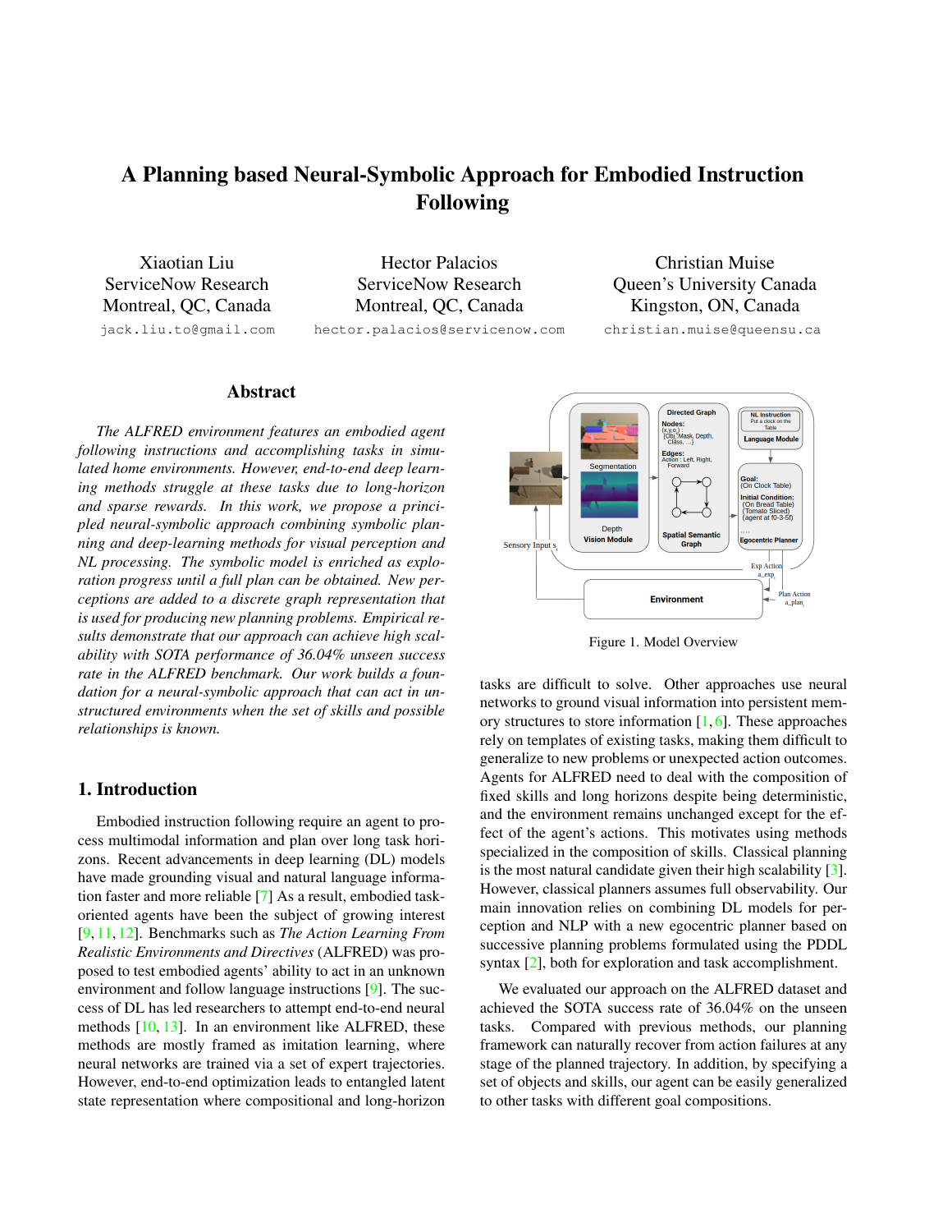# A Planning based Neural-Symbolic Approach for Embodied Instruction Following

Xiaotian Liu
ServiceNow Research
Montreal, QC, Canada
jack.liu.to@gmail.com

Hector Palacios
ServiceNow Research
Montreal, QC, Canada
hector.palacios@servicenow.com

Christian Muise
Queen's University Canada
Kingston, ON, Canada
christian.muise@queensu.ca

## Abstract

*The ALFRED environment features an embodied agent following instructions and accomplishing tasks in simulated home environments. However, end-to-end deep learning methods struggle at these tasks due to long-horizon and sparse rewards. In this work, we propose a principled neural-symbolic approach combining symbolic planning and deep-learning methods for visual perception and NL processing. The symbolic model is enriched as exploration progress until a full plan can be obtained. New perceptions are added to a discrete graph representation that is used for producing new planning problems. Empirical results demonstrate that our approach can achieve high scalability with SOTA performance of 36.04% unseen success rate in the ALFRED benchmark. Our work builds a foundation for a neural-symbolic approach that can act in unstructured environments when the set of skills and possible relationships is known.*

## 1. Introduction

Embodied instruction following require an agent to process multimodal information and plan over long task horizons. Recent advancements in deep learning (DL) models have made grounding visual and natural language information faster and more reliable [7] As a result, embodied task-oriented agents have been the subject of growing interest [9, 11, 12]. Benchmarks such as *The Action Learning From Realistic Environments and Directives* (ALFRED) was proposed to test embodied agents' ability to act in an unknown environment and follow language instructions [9]. The success of DL has led researchers to attempt end-to-end neural methods [10, 13]. In an environment like ALFRED, these methods are mostly framed as imitation learning, where neural networks are trained via a set of expert trajectories. However, end-to-end optimization leads to entangled latent state representation where compositional and long-horizon tasks are difficult to solve. Other approaches use neural networks to ground visual information into persistent memory structures to store information [1, 6]. These approaches rely on templates of existing tasks, making them difficult to generalize to new problems or unexpected action outcomes. Agents for ALFRED need to deal with the composition of fixed skills and long horizons despite being deterministic, and the environment remains unchanged except for the effect of the agent's actions. This motivates using methods specialized in the composition of skills. Classical planning is the most natural candidate given their high scalability [3]. However, classical planners assumes full observability. Our main innovation relies on combining DL models for perception and NLP with a new egocentric planner based on successive planning problems formulated using the PDDL syntax [2], both for exploration and task accomplishment.

Figure 1. Model Overview

We evaluated our approach on the ALFRED dataset and achieved the SOTA success rate of 36.04% on the unseen tasks. Compared with previous methods, our planning framework can naturally recover from action failures at any stage of the planned trajectory. In addition, by specifying a set of objects and skills, our agent can be easily generalized to other tasks with different goal compositions.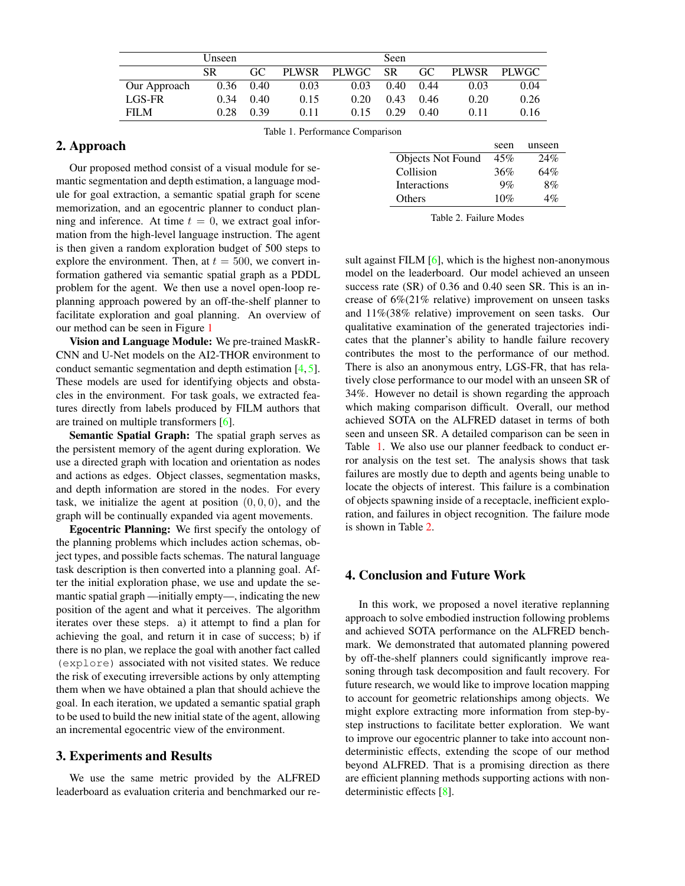| | Unseen | | | | Seen | | | |
|---|---|---|---|---|---|---|---|---|
| | SR | GC | PLWSR | PLWGC | SR | GC | PLWSR | PLWGC |
| Our Approach | 0.36 | 0.40 | 0.03 | 0.03 | 0.40 | 0.44 | 0.03 | 0.04 |
| LGS-FR | 0.34 | 0.40 | 0.15 | 0.20 | 0.43 | 0.46 | 0.20 | 0.26 |
| FILM | 0.28 | 0.39 | 0.11 | 0.15 | 0.29 | 0.40 | 0.11 | 0.16 |

Table 1. Performance Comparison

## 2. Approach

Our proposed method consist of a visual module for semantic segmentation and depth estimation, a language module for goal extraction, a semantic spatial graph for scene memorization, and an egocentric planner to conduct planning and inference. At time $t = 0$, we extract goal information from the high-level language instruction. The agent is then given a random exploration budget of 500 steps to explore the environment. Then, at $t = 500$, we convert information gathered via semantic spatial graph as a PDDL problem for the agent. We then use a novel open-loop replanning approach powered by an off-the-shelf planner to facilitate exploration and goal planning. An overview of our method can be seen in Figure 1

**Vision and Language Module:** We pre-trained MaskR-CNN and U-Net models on the AI2-THOR environment to conduct semantic segmentation and depth estimation [4, 5]. These models are used for identifying objects and obstacles in the environment. For task goals, we extracted features directly from labels produced by FILM authors that are trained on multiple transformers [6].

**Semantic Spatial Graph:** The spatial graph serves as the persistent memory of the agent during exploration. We use a directed graph with location and orientation as nodes and actions as edges. Object classes, segmentation masks, and depth information are stored in the nodes. For every task, we initialize the agent at position $(0, 0, 0)$, and the graph will be continually expanded via agent movements.

**Egocentric Planning:** We first specify the ontology of the planning problems which includes action schemas, object types, and possible facts schemas. The natural language task description is then converted into a planning goal. After the initial exploration phase, we use and update the semantic spatial graph —initially empty—, indicating the new position of the agent and what it perceives. The algorithm iterates over these steps. a) it attempt to find a plan for achieving the goal, and return it in case of success; b) if there is no plan, we replace the goal with another fact called `(explore)` associated with not visited states. We reduce the risk of executing irreversible actions by only attempting them when we have obtained a plan that should achieve the goal. In each iteration, we updated a semantic spatial graph to be used to build the new initial state of the agent, allowing an incremental egocentric view of the environment.

## 3. Experiments and Results

We use the same metric provided by the ALFRED leaderboard as evaluation criteria and benchmarked our result against FILM [6], which is the highest non-anonymous model on the leaderboard. Our model achieved an unseen success rate (SR) of 0.36 and 0.40 seen SR. This is an increase of 6%(21% relative) improvement on unseen tasks and 11%(38% relative) improvement on seen tasks. Our qualitative examination of the generated trajectories indicates that the planner's ability to handle failure recovery contributes the most to the performance of our method. There is also an anonymous entry, LGS-FR, that has relatively close performance to our model with an unseen SR of 34%. However no detail is shown regarding the approach which making comparison difficult. Overall, our method achieved SOTA on the ALFRED dataset in terms of both seen and unseen SR. A detailed comparison can be seen in Table 1. We also use our planner feedback to conduct error analysis on the test set. The analysis shows that task failures are mostly due to depth and agents being unable to locate the objects of interest. This failure is a combination of objects spawning inside of a receptacle, inefficient exploration, and failures in object recognition. The failure mode is shown in Table 2.

| | seen | unseen |
|---|---|---|
| Objects Not Found | 45% | 24% |
| Collision | 36% | 64% |
| Interactions | 9% | 8% |
| Others | 10% | 4% |

Table 2. Failure Modes

## 4. Conclusion and Future Work

In this work, we proposed a novel iterative replanning approach to solve embodied instruction following problems and achieved SOTA performance on the ALFRED benchmark. We demonstrated that automated planning powered by off-the-shelf planners could significantly improve reasoning through task decomposition and fault recovery. For future research, we would like to improve location mapping to account for geometric relationships among objects. We might explore extracting more information from step-by-step instructions to facilitate better exploration. We want to improve our egocentric planner to take into account non-deterministic effects, extending the scope of our method beyond ALFRED. That is a promising direction as there are efficient planning methods supporting actions with non-deterministic effects [8].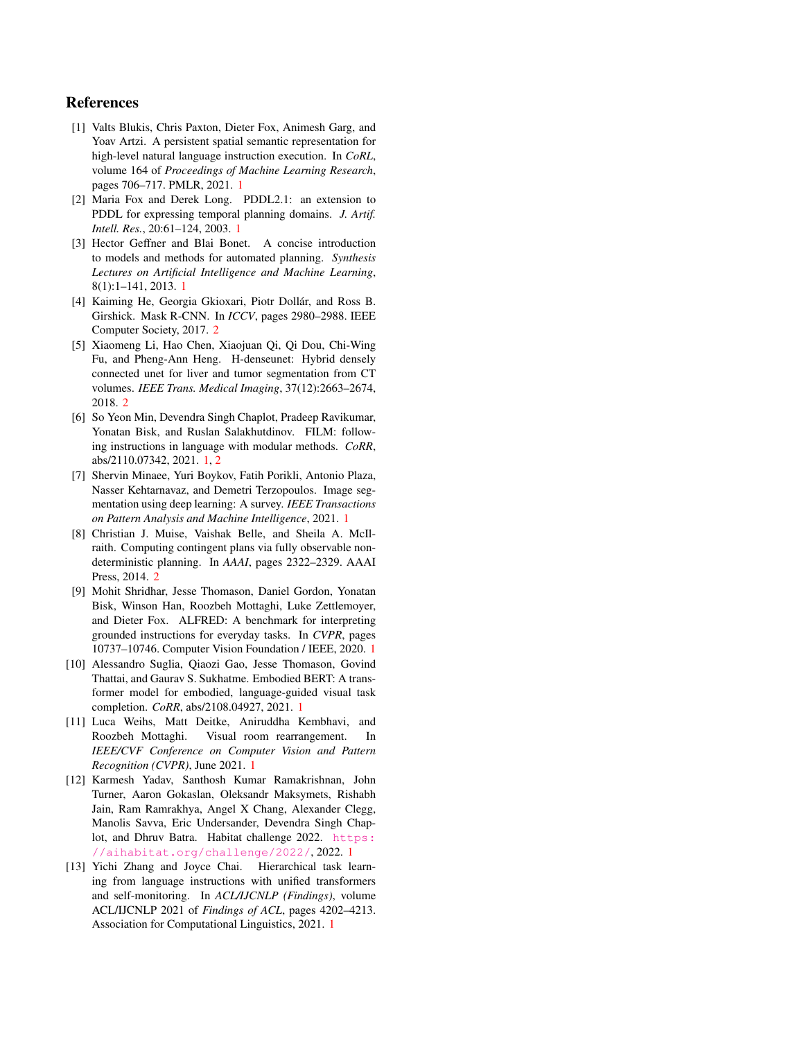# References

[1] Valts Blukis, Chris Paxton, Dieter Fox, Animesh Garg, and Yoav Artzi. A persistent spatial semantic representation for high-level natural language instruction execution. In *CoRL*, volume 164 of *Proceedings of Machine Learning Research*, pages 706–717. PMLR, 2021. 1

[2] Maria Fox and Derek Long. PDDL2.1: an extension to PDDL for expressing temporal planning domains. *J. Artif. Intell. Res.*, 20:61–124, 2003. 1

[3] Hector Geffner and Blai Bonet. A concise introduction to models and methods for automated planning. *Synthesis Lectures on Artificial Intelligence and Machine Learning*, 8(1):1–141, 2013. 1

[4] Kaiming He, Georgia Gkioxari, Piotr Dollár, and Ross B. Girshick. Mask R-CNN. In *ICCV*, pages 2980–2988. IEEE Computer Society, 2017. 2

[5] Xiaomeng Li, Hao Chen, Xiaojuan Qi, Qi Dou, Chi-Wing Fu, and Pheng-Ann Heng. H-denseunet: Hybrid densely connected unet for liver and tumor segmentation from CT volumes. *IEEE Trans. Medical Imaging*, 37(12):2663–2674, 2018. 2

[6] So Yeon Min, Devendra Singh Chaplot, Pradeep Ravikumar, Yonatan Bisk, and Ruslan Salakhutdinov. FILM: following instructions in language with modular methods. *CoRR*, abs/2110.07342, 2021. 1, 2

[7] Shervin Minaee, Yuri Boykov, Fatih Porikli, Antonio Plaza, Nasser Kehtarnavaz, and Demetri Terzopoulos. Image segmentation using deep learning: A survey. *IEEE Transactions on Pattern Analysis and Machine Intelligence*, 2021. 1

[8] Christian J. Muise, Vaishak Belle, and Sheila A. McIlraith. Computing contingent plans via fully observable non-deterministic planning. In *AAAI*, pages 2322–2329. AAAI Press, 2014. 2

[9] Mohit Shridhar, Jesse Thomason, Daniel Gordon, Yonatan Bisk, Winson Han, Roozbeh Mottaghi, Luke Zettlemoyer, and Dieter Fox. ALFRED: A benchmark for interpreting grounded instructions for everyday tasks. In *CVPR*, pages 10737–10746. Computer Vision Foundation / IEEE, 2020. 1

[10] Alessandro Suglia, Qiaozi Gao, Jesse Thomason, Govind Thattai, and Gaurav S. Sukhatme. Embodied BERT: A transformer model for embodied, language-guided visual task completion. *CoRR*, abs/2108.04927, 2021. 1

[11] Luca Weihs, Matt Deitke, Aniruddha Kembhavi, and Roozbeh Mottaghi. Visual room rearrangement. In *IEEE/CVF Conference on Computer Vision and Pattern Recognition (CVPR)*, June 2021. 1

[12] Karmesh Yadav, Santhosh Kumar Ramakrishnan, John Turner, Aaron Gokaslan, Oleksandr Maksymets, Rishabh Jain, Ram Ramrakhya, Angel X Chang, Alexander Clegg, Manolis Savva, Eric Undersander, Devendra Singh Chaplot, and Dhruv Batra. Habitat challenge 2022. https://aihabitat.org/challenge/2022/, 2022. 1

[13] Yichi Zhang and Joyce Chai. Hierarchical task learning from language instructions with unified transformers and self-monitoring. In *ACL/IJCNLP (Findings)*, volume ACL/IJCNLP 2021 of *Findings of ACL*, pages 4202–4213. Association for Computational Linguistics, 2021. 1